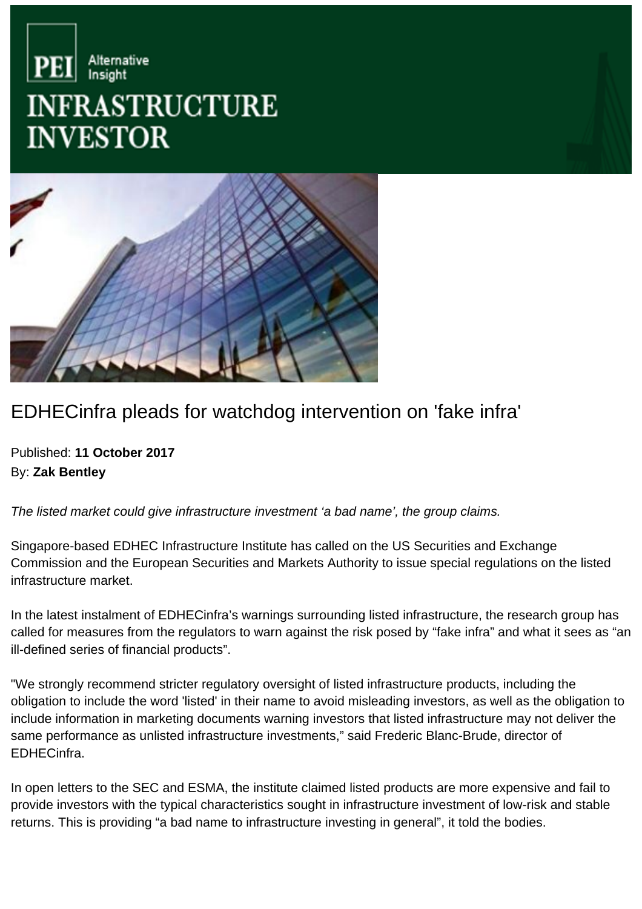PEI Alternative Insight

# INFRASTRUCTURE INVESTOR

# EDHECinfra pleads for watchdog intervention on 'fake infra'

Published: **11 October 2017**
By: **Zak Bentley**

*The listed market could give infrastructure investment 'a bad name', the group claims.*

Singapore-based EDHEC Infrastructure Institute has called on the US Securities and Exchange Commission and the European Securities and Markets Authority to issue special regulations on the listed infrastructure market.

In the latest instalment of EDHECinfra's warnings surrounding listed infrastructure, the research group has called for measures from the regulators to warn against the risk posed by "fake infra" and what it sees as "an ill-defined series of financial products".

"We strongly recommend stricter regulatory oversight of listed infrastructure products, including the obligation to include the word 'listed' in their name to avoid misleading investors, as well as the obligation to include information in marketing documents warning investors that listed infrastructure may not deliver the same performance as unlisted infrastructure investments," said Frederic Blanc-Brude, director of EDHECinfra.

In open letters to the SEC and ESMA, the institute claimed listed products are more expensive and fail to provide investors with the typical characteristics sought in infrastructure investment of low-risk and stable returns. This is providing "a bad name to infrastructure investing in general", it told the bodies.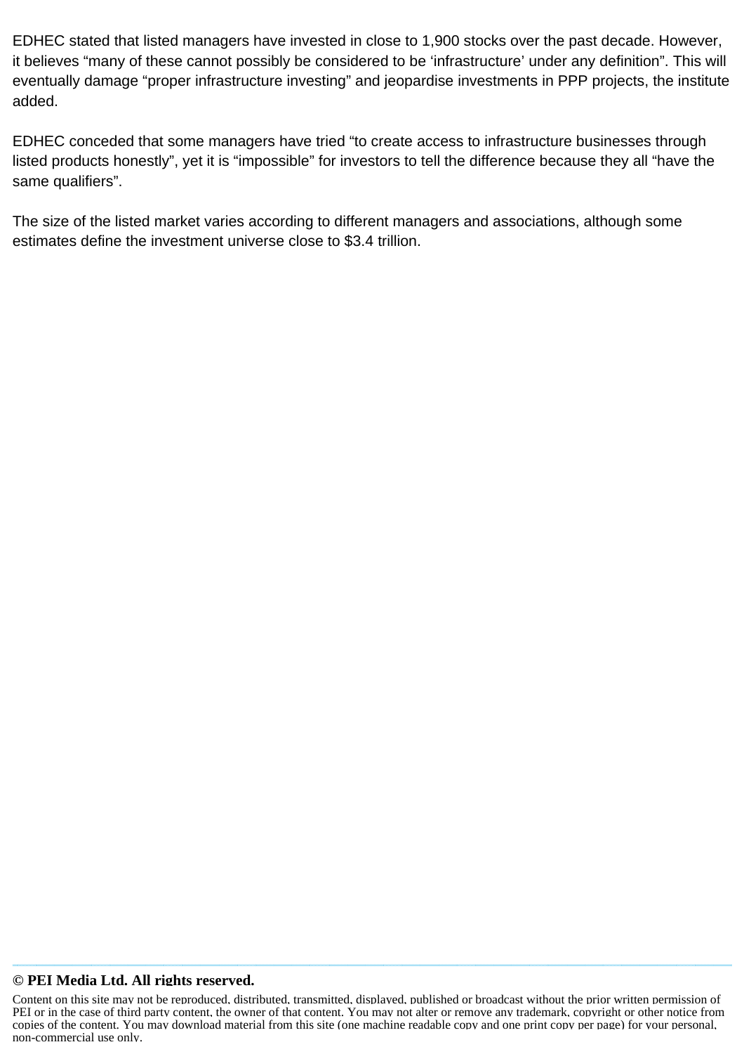EDHEC stated that listed managers have invested in close to 1,900 stocks over the past decade. However, it believes “many of these cannot possibly be considered to be ‘infrastructure’ under any definition”. This will eventually damage “proper infrastructure investing” and jeopardise investments in PPP projects, the institute added.

EDHEC conceded that some managers have tried “to create access to infrastructure businesses through listed products honestly”, yet it is “impossible” for investors to tell the difference because they all “have the same qualifiers”.

The size of the listed market varies according to different managers and associations, although some estimates define the investment universe close to $3.4 trillion.

**© PEI Media Ltd. All rights reserved.**

Content on this site may not be reproduced, distributed, transmitted, displayed, published or broadcast without the prior written permission of PEI or in the case of third party content, the owner of that content. You may not alter or remove any trademark, copyright or other notice from copies of the content. You may download material from this site (one machine readable copy and one print copy per page) for your personal, non-commercial use only.